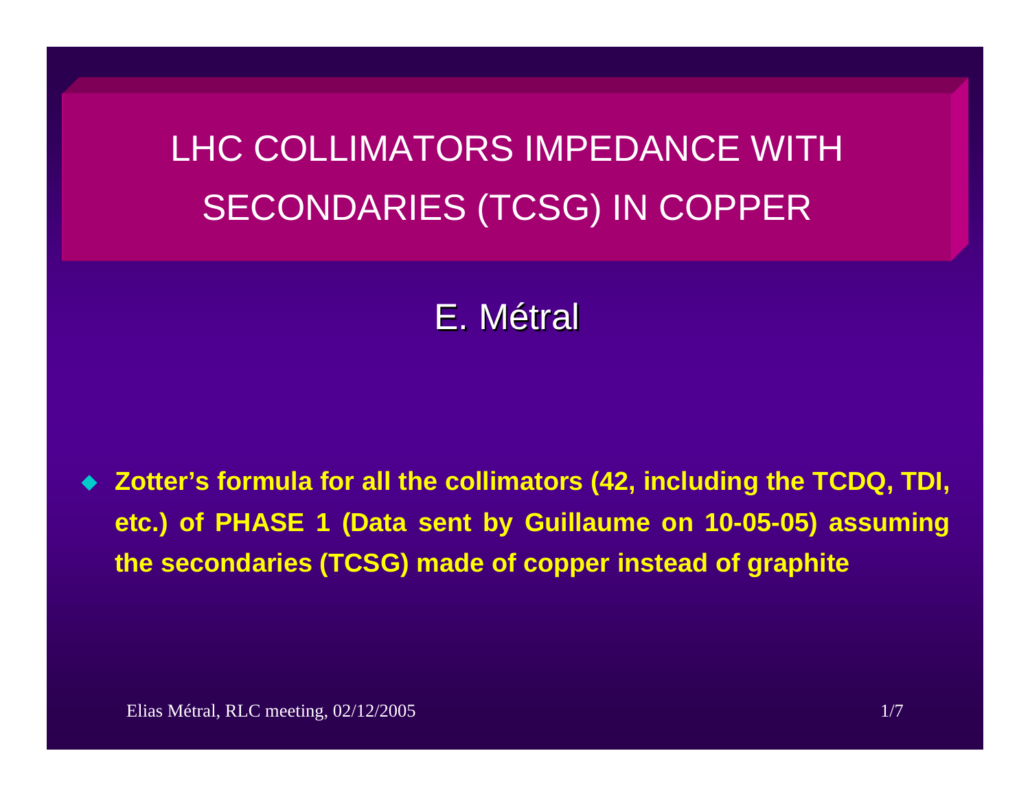# LHC COLLIMATORS IMPEDANCE WITH SECONDARIES (TCSG) IN COPPER

E. Métral

- **Zotter's formula for all the collimators (42, including the TCDQ, TDI, etc.) of PHASE 1 (Data sent by Guillaume on 10-05-05) assuming the secondaries (TCSG) made of copper instead of graphite**

Elias Métral, RLC meeting, 02/12/2005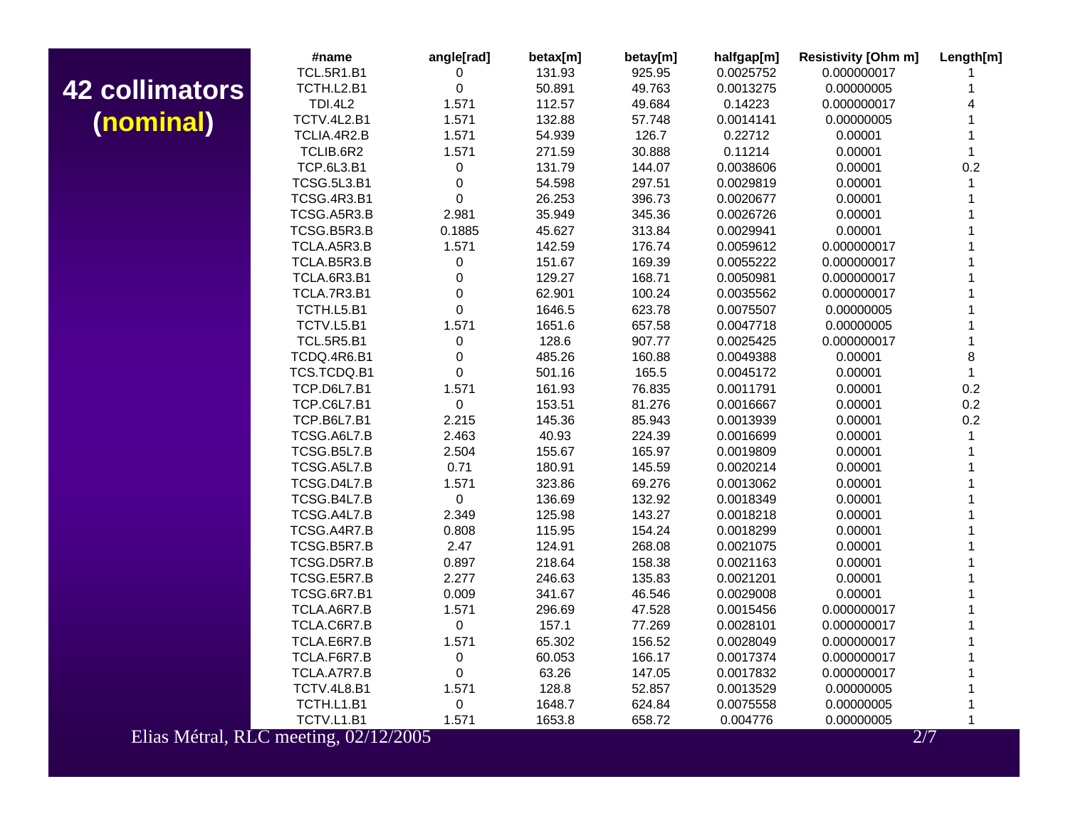# 42 collimators (nominal)

| #name | angle[rad] | betax[m] | betay[m] | halfgap[m] | Resistivity [Ohm m] | Length[m] |
|---|---|---|---|---|---|---|
| TCL.5R1.B1 | 0 | 131.93 | 925.95 | 0.0025752 | 0.000000017 | 1 |
| TCTH.L2.B1 | 0 | 50.891 | 49.763 | 0.0013275 | 0.00000005 | 1 |
| TDI.4L2 | 1.571 | 112.57 | 49.684 | 0.14223 | 0.000000017 | 4 |
| TCTV.4L2.B1 | 1.571 | 132.88 | 57.748 | 0.0014141 | 0.00000005 | 1 |
| TCLIA.4R2.B | 1.571 | 54.939 | 126.7 | 0.22712 | 0.00001 | 1 |
| TCLIB.6R2 | 1.571 | 271.59 | 30.888 | 0.11214 | 0.00001 | 1 |
| TCP.6L3.B1 | 0 | 131.79 | 144.07 | 0.0038606 | 0.00001 | 0.2 |
| TCSG.5L3.B1 | 0 | 54.598 | 297.51 | 0.0029819 | 0.00001 | 1 |
| TCSG.4R3.B1 | 0 | 26.253 | 396.73 | 0.0020677 | 0.00001 | 1 |
| TCSG.A5R3.B | 2.981 | 35.949 | 345.36 | 0.0026726 | 0.00001 | 1 |
| TCSG.B5R3.B | 0.1885 | 45.627 | 313.84 | 0.0029941 | 0.00001 | 1 |
| TCLA.A5R3.B | 1.571 | 142.59 | 176.74 | 0.0059612 | 0.000000017 | 1 |
| TCLA.B5R3.B | 0 | 151.67 | 169.39 | 0.0055222 | 0.000000017 | 1 |
| TCLA.6R3.B1 | 0 | 129.27 | 168.71 | 0.0050981 | 0.000000017 | 1 |
| TCLA.7R3.B1 | 0 | 62.901 | 100.24 | 0.0035562 | 0.000000017 | 1 |
| TCTH.L5.B1 | 0 | 1646.5 | 623.78 | 0.0075507 | 0.00000005 | 1 |
| TCTV.L5.B1 | 1.571 | 1651.6 | 657.58 | 0.0047718 | 0.00000005 | 1 |
| TCL.5R5.B1 | 0 | 128.6 | 907.77 | 0.0025425 | 0.000000017 | 1 |
| TCDQ.4R6.B1 | 0 | 485.26 | 160.88 | 0.0049388 | 0.00001 | 8 |
| TCS.TCDQ.B1 | 0 | 501.16 | 165.5 | 0.0045172 | 0.00001 | 1 |
| TCP.D6L7.B1 | 1.571 | 161.93 | 76.835 | 0.0011791 | 0.00001 | 0.2 |
| TCP.C6L7.B1 | 0 | 153.51 | 81.276 | 0.0016667 | 0.00001 | 0.2 |
| TCP.B6L7.B1 | 2.215 | 145.36 | 85.943 | 0.0013939 | 0.00001 | 0.2 |
| TCSG.A6L7.B | 2.463 | 40.93 | 224.39 | 0.0016699 | 0.00001 | 1 |
| TCSG.B5L7.B | 2.504 | 155.67 | 165.97 | 0.0019809 | 0.00001 | 1 |
| TCSG.A5L7.B | 0.71 | 180.91 | 145.59 | 0.0020214 | 0.00001 | 1 |
| TCSG.D4L7.B | 1.571 | 323.86 | 69.276 | 0.0013062 | 0.00001 | 1 |
| TCSG.B4L7.B | 0 | 136.69 | 132.92 | 0.0018349 | 0.00001 | 1 |
| TCSG.A4L7.B | 2.349 | 125.98 | 143.27 | 0.0018218 | 0.00001 | 1 |
| TCSG.A4R7.B | 0.808 | 115.95 | 154.24 | 0.0018299 | 0.00001 | 1 |
| TCSG.B5R7.B | 2.47 | 124.91 | 268.08 | 0.0021075 | 0.00001 | 1 |
| TCSG.D5R7.B | 0.897 | 218.64 | 158.38 | 0.0021163 | 0.00001 | 1 |
| TCSG.E5R7.B | 2.277 | 246.63 | 135.83 | 0.0021201 | 0.00001 | 1 |
| TCSG.6R7.B1 | 0.009 | 341.67 | 46.546 | 0.0029008 | 0.00001 | 1 |
| TCLA.A6R7.B | 1.571 | 296.69 | 47.528 | 0.0015456 | 0.000000017 | 1 |
| TCLA.C6R7.B | 0 | 157.1 | 77.269 | 0.0028101 | 0.000000017 | 1 |
| TCLA.E6R7.B | 1.571 | 65.302 | 156.52 | 0.0028049 | 0.000000017 | 1 |
| TCLA.F6R7.B | 0 | 60.053 | 166.17 | 0.0017374 | 0.000000017 | 1 |
| TCLA.A7R7.B | 0 | 63.26 | 147.05 | 0.0017832 | 0.000000017 | 1 |
| TCTV.4L8.B1 | 1.571 | 128.8 | 52.857 | 0.0013529 | 0.00000005 | 1 |
| TCTH.L1.B1 | 0 | 1648.7 | 624.84 | 0.0075558 | 0.00000005 | 1 |
| TCTV.L1.B1 | 1.571 | 1653.8 | 658.72 | 0.004776 | 0.00000005 | 1 |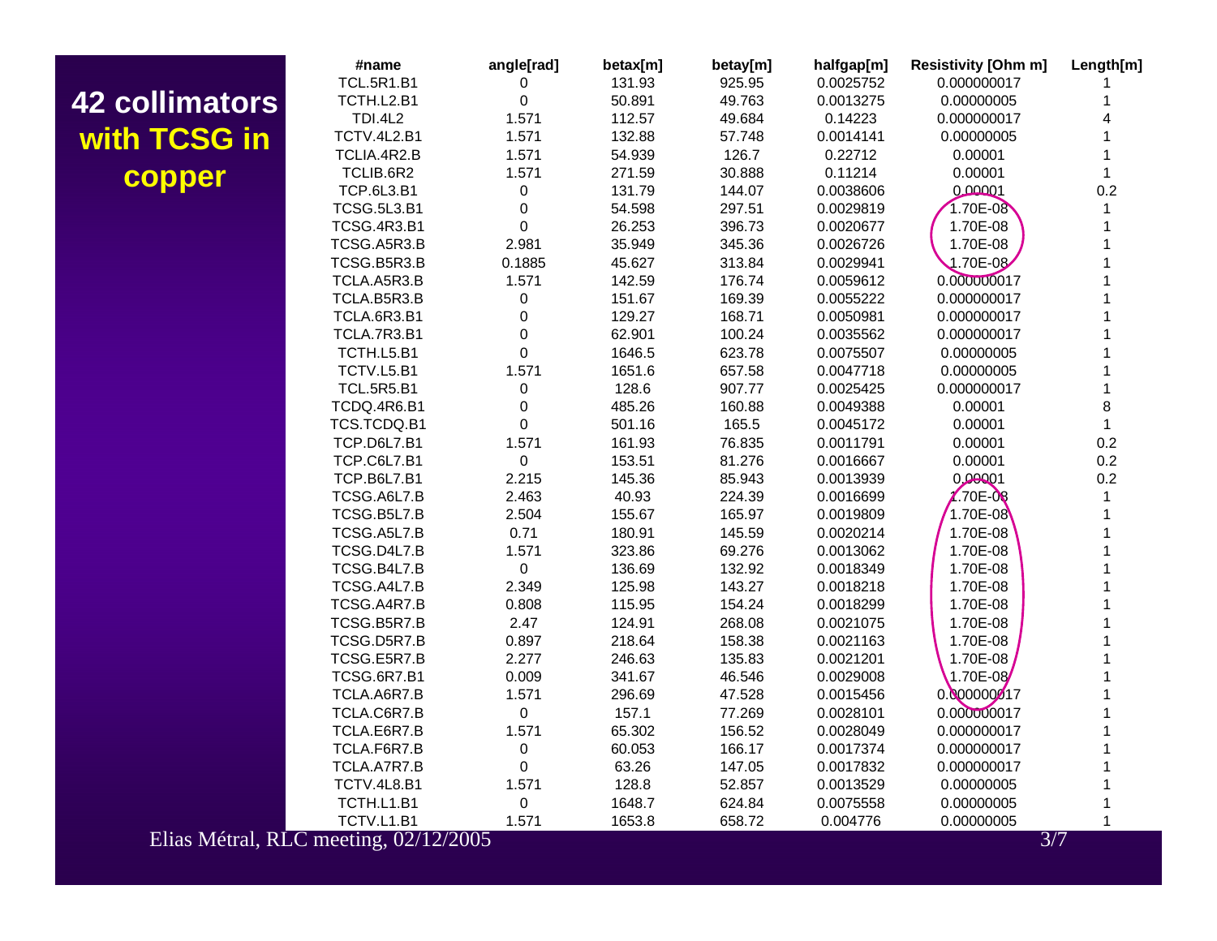# 42 collimators with TCSG in copper

| #name | angle[rad] | betax[m] | betay[m] | halfgap[m] | Resistivity [Ohm m] | Length[m] |
|---|---|---|---|---|---|---|
| TCL.5R1.B1 | 0 | 131.93 | 925.95 | 0.0025752 | 0.000000017 | 1 |
| TCTH.L2.B1 | 0 | 50.891 | 49.763 | 0.0013275 | 0.00000005 | 1 |
| TDI.4L2 | 1.571 | 112.57 | 49.684 | 0.14223 | 0.000000017 | 4 |
| TCTV.4L2.B1 | 1.571 | 132.88 | 57.748 | 0.0014141 | 0.00000005 | 1 |
| TCLIA.4R2.B | 1.571 | 54.939 | 126.7 | 0.22712 | 0.00001 | 1 |
| TCLIB.6R2 | 1.571 | 271.59 | 30.888 | 0.11214 | 0.00001 | 1 |
| TCP.6L3.B1 | 0 | 131.79 | 144.07 | 0.0038606 | 0.00001 | 0.2 |
| TCSG.5L3.B1 | 0 | 54.598 | 297.51 | 0.0029819 | 1.70E-08 | 1 |
| TCSG.4R3.B1 | 0 | 26.253 | 396.73 | 0.0020677 | 1.70E-08 | 1 |
| TCSG.A5R3.B | 2.981 | 35.949 | 345.36 | 0.0026726 | 1.70E-08 | 1 |
| TCSG.B5R3.B | 0.1885 | 45.627 | 313.84 | 0.0029941 | 1.70E-08 | 1 |
| TCLA.A5R3.B | 1.571 | 142.59 | 176.74 | 0.0059612 | 0.000000017 | 1 |
| TCLA.B5R3.B | 0 | 151.67 | 169.39 | 0.0055222 | 0.000000017 | 1 |
| TCLA.6R3.B1 | 0 | 129.27 | 168.71 | 0.0050981 | 0.000000017 | 1 |
| TCLA.7R3.B1 | 0 | 62.901 | 100.24 | 0.0035562 | 0.000000017 | 1 |
| TCTH.L5.B1 | 0 | 1646.5 | 623.78 | 0.0075507 | 0.00000005 | 1 |
| TCTV.L5.B1 | 1.571 | 1651.6 | 657.58 | 0.0047718 | 0.00000005 | 1 |
| TCL.5R5.B1 | 0 | 128.6 | 907.77 | 0.0025425 | 0.000000017 | 1 |
| TCDQ.4R6.B1 | 0 | 485.26 | 160.88 | 0.0049388 | 0.00001 | 8 |
| TCS.TCDQ.B1 | 0 | 501.16 | 165.5 | 0.0045172 | 0.00001 | 1 |
| TCP.D6L7.B1 | 1.571 | 161.93 | 76.835 | 0.0011791 | 0.00001 | 0.2 |
| TCP.C6L7.B1 | 0 | 153.51 | 81.276 | 0.0016667 | 0.00001 | 0.2 |
| TCP.B6L7.B1 | 2.215 | 145.36 | 85.943 | 0.0013939 | 0.00001 | 0.2 |
| TCSG.A6L7.B | 2.463 | 40.93 | 224.39 | 0.0016699 | 1.70E-08 | 1 |
| TCSG.B5L7.B | 2.504 | 155.67 | 165.97 | 0.0019809 | 1.70E-08 | 1 |
| TCSG.A5L7.B | 0.71 | 180.91 | 145.59 | 0.0020214 | 1.70E-08 | 1 |
| TCSG.D4L7.B | 1.571 | 323.86 | 69.276 | 0.0013062 | 1.70E-08 | 1 |
| TCSG.B4L7.B | 0 | 136.69 | 132.92 | 0.0018349 | 1.70E-08 | 1 |
| TCSG.A4L7.B | 2.349 | 125.98 | 143.27 | 0.0018218 | 1.70E-08 | 1 |
| TCSG.A4R7.B | 0.808 | 115.95 | 154.24 | 0.0018299 | 1.70E-08 | 1 |
| TCSG.B5R7.B | 2.47 | 124.91 | 268.08 | 0.0021075 | 1.70E-08 | 1 |
| TCSG.D5R7.B | 0.897 | 218.64 | 158.38 | 0.0021163 | 1.70E-08 | 1 |
| TCSG.E5R7.B | 2.277 | 246.63 | 135.83 | 0.0021201 | 1.70E-08 | 1 |
| TCSG.6R7.B1 | 0.009 | 341.67 | 46.546 | 0.0029008 | 1.70E-08 | 1 |
| TCLA.A6R7.B | 1.571 | 296.69 | 47.528 | 0.0015456 | 0.000000017 | 1 |
| TCLA.C6R7.B | 0 | 157.1 | 77.269 | 0.0028101 | 0.000000017 | 1 |
| TCLA.E6R7.B | 1.571 | 65.302 | 156.52 | 0.0028049 | 0.000000017 | 1 |
| TCLA.F6R7.B | 0 | 60.053 | 166.17 | 0.0017374 | 0.000000017 | 1 |
| TCLA.A7R7.B | 0 | 63.26 | 147.05 | 0.0017832 | 0.000000017 | 1 |
| TCTV.4L8.B1 | 1.571 | 128.8 | 52.857 | 0.0013529 | 0.00000005 | 1 |
| TCTH.L1.B1 | 0 | 1648.7 | 624.84 | 0.0075558 | 0.00000005 | 1 |
| TCTV.L1.B1 | 1.571 | 1653.8 | 658.72 | 0.004776 | 0.00000005 | 1 |

Elias Métral, RLC meeting, 02/12/2005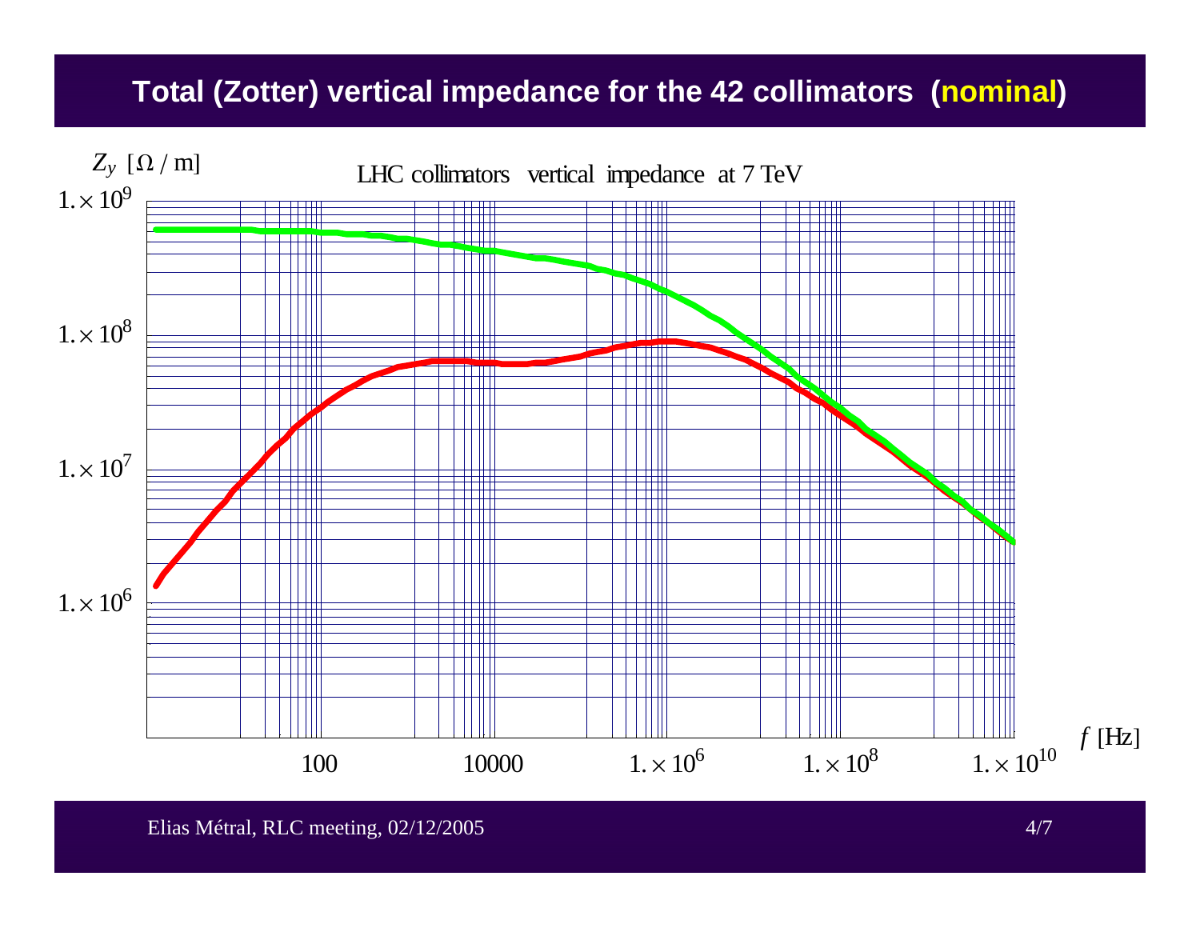# Total (Zotter) vertical impedance for the 42 collimators (**nominal**)

$Z_y$ [$\Omega$ / m]

LHC collimators vertical impedance at 7 TeV

$1.\times 10^9$

$1.\times 10^8$

$1.\times 10^7$

$1.\times 10^6$

100 &nbsp; 10000 &nbsp; $1.\times 10^6$ &nbsp; $1.\times 10^8$ &nbsp; $1.\times 10^{10}$

$f$ [Hz]

Elias Métral, RLC meeting, 02/12/2005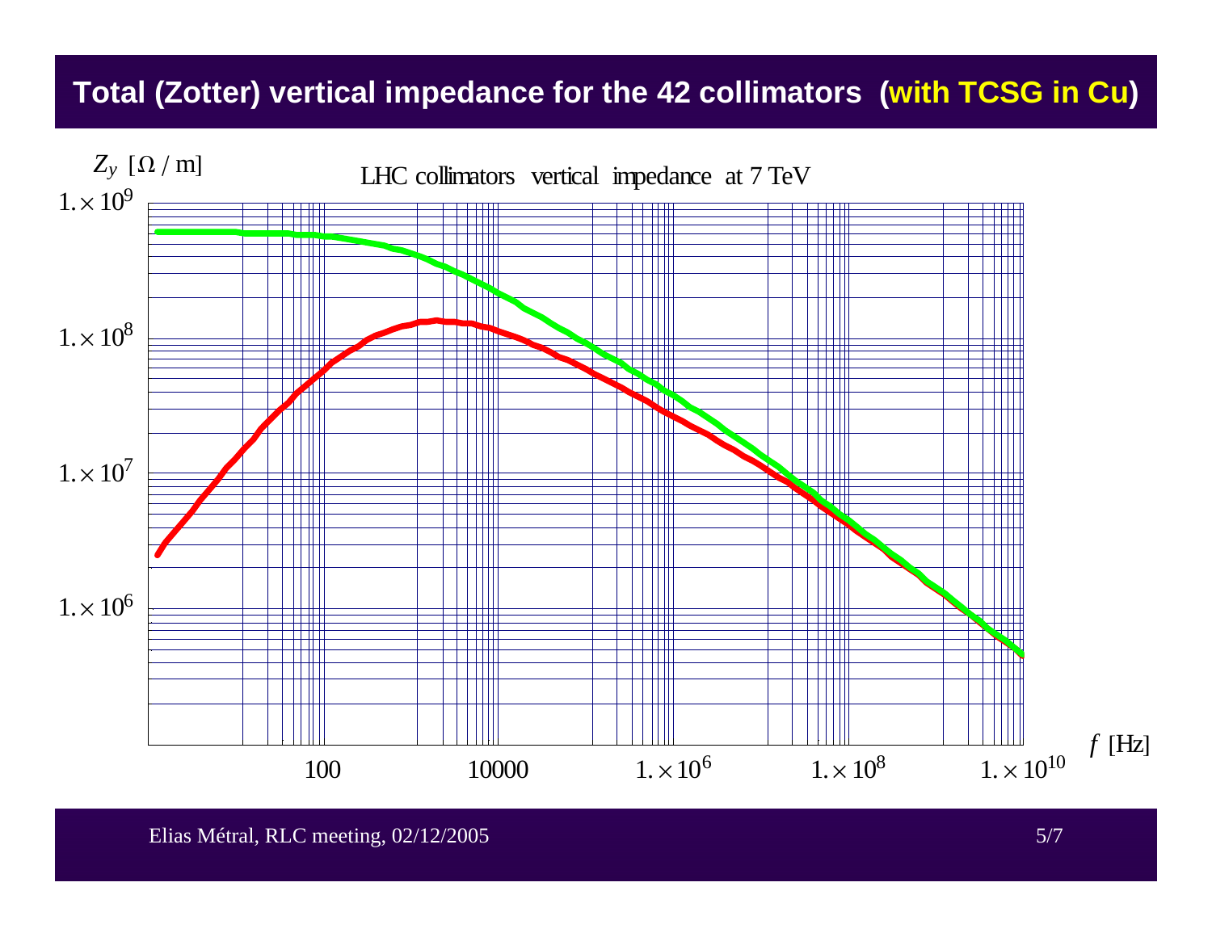# Total (Zotter) vertical impedance for the 42 collimators (with TCSG in Cu)

LHC collimators vertical impedance at 7 TeV

$Z_y$ [$\Omega$ / m]

$1.\times 10^9$

$1.\times 10^8$

$1.\times 10^7$

$1.\times 10^6$

100 | 10000 | $1.\times 10^6$ | $1.\times 10^8$ | $1.\times 10^{10}$

$f$ [Hz]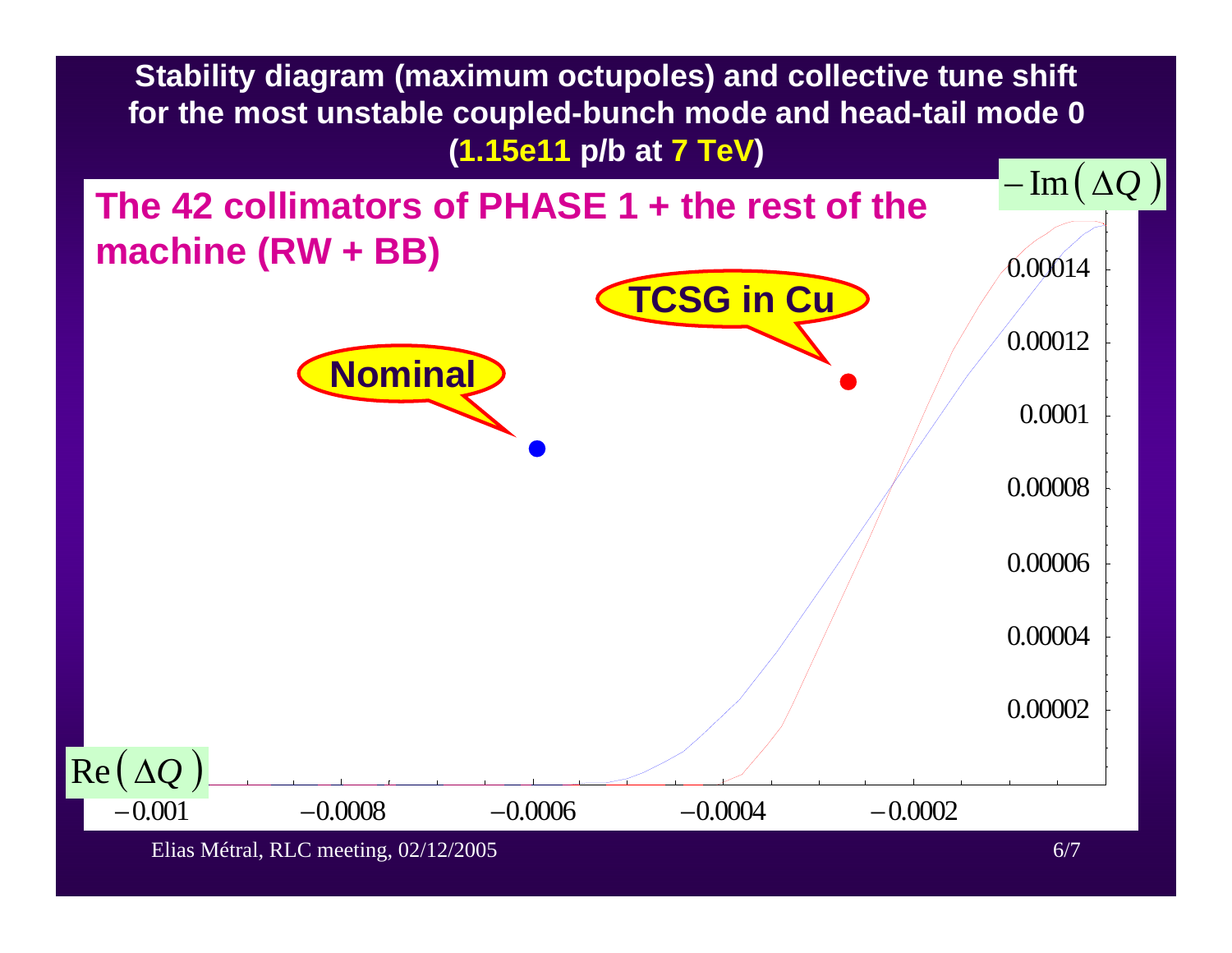## Stability diagram (maximum octupoles) and collective tune shift for the most unstable coupled-bunch mode and head-tail mode 0 (1.15e11 p/b at 7 TeV)

**The 42 collimators of PHASE 1 + the rest of the machine (RW + BB)**

TCSG in Cu

Nominal

$-\mathrm{Im}(\Delta Q)$

0.00014

0.00012

0.0001

0.00008

0.00006

0.00004

0.00002

$\mathrm{Re}(\Delta Q)$

−0.001 −0.0008 −0.0006 −0.0004 −0.0002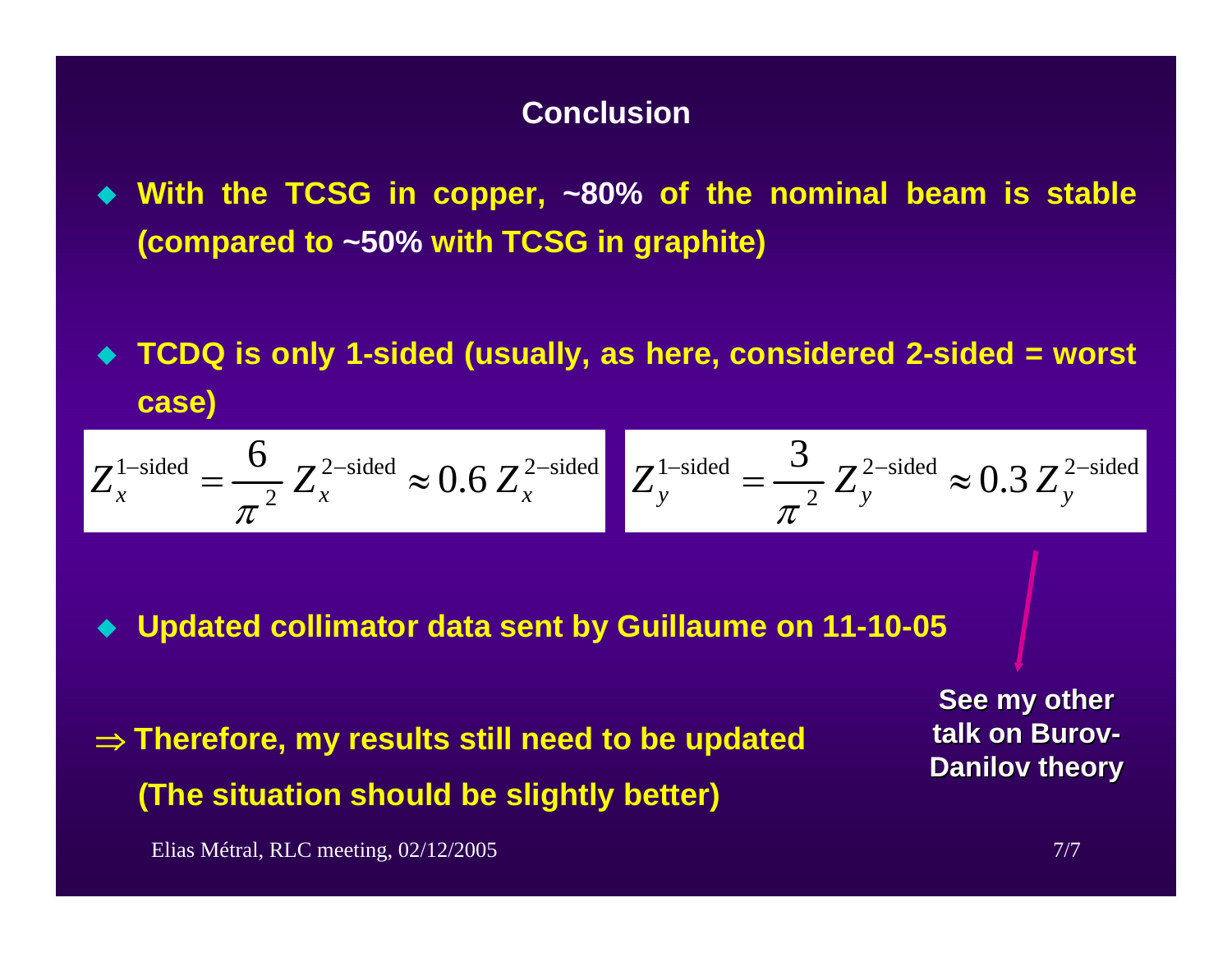# Conclusion

- **With the TCSG in copper, ~80% of the nominal beam is stable (compared to ~50% with TCSG in graphite)**

- **TCDQ is only 1-sided (usually, as here, considered 2-sided = worst case)**

$$Z_x^{\text{1-sided}} = \frac{6}{\pi^2} Z_x^{\text{2-sided}} \approx 0.6 \, Z_x^{\text{2-sided}}$$

$$Z_y^{\text{1-sided}} = \frac{3}{\pi^2} Z_y^{\text{2-sided}} \approx 0.3 \, Z_y^{\text{2-sided}}$$

- **Updated collimator data sent by Guillaume on 11-10-05**

$\Rightarrow$ **Therefore, my results still need to be updated**

**(The situation should be slightly better)**

**See my other talk on Burov-Danilov theory**

Elias Métral, RLC meeting, 02/12/2005